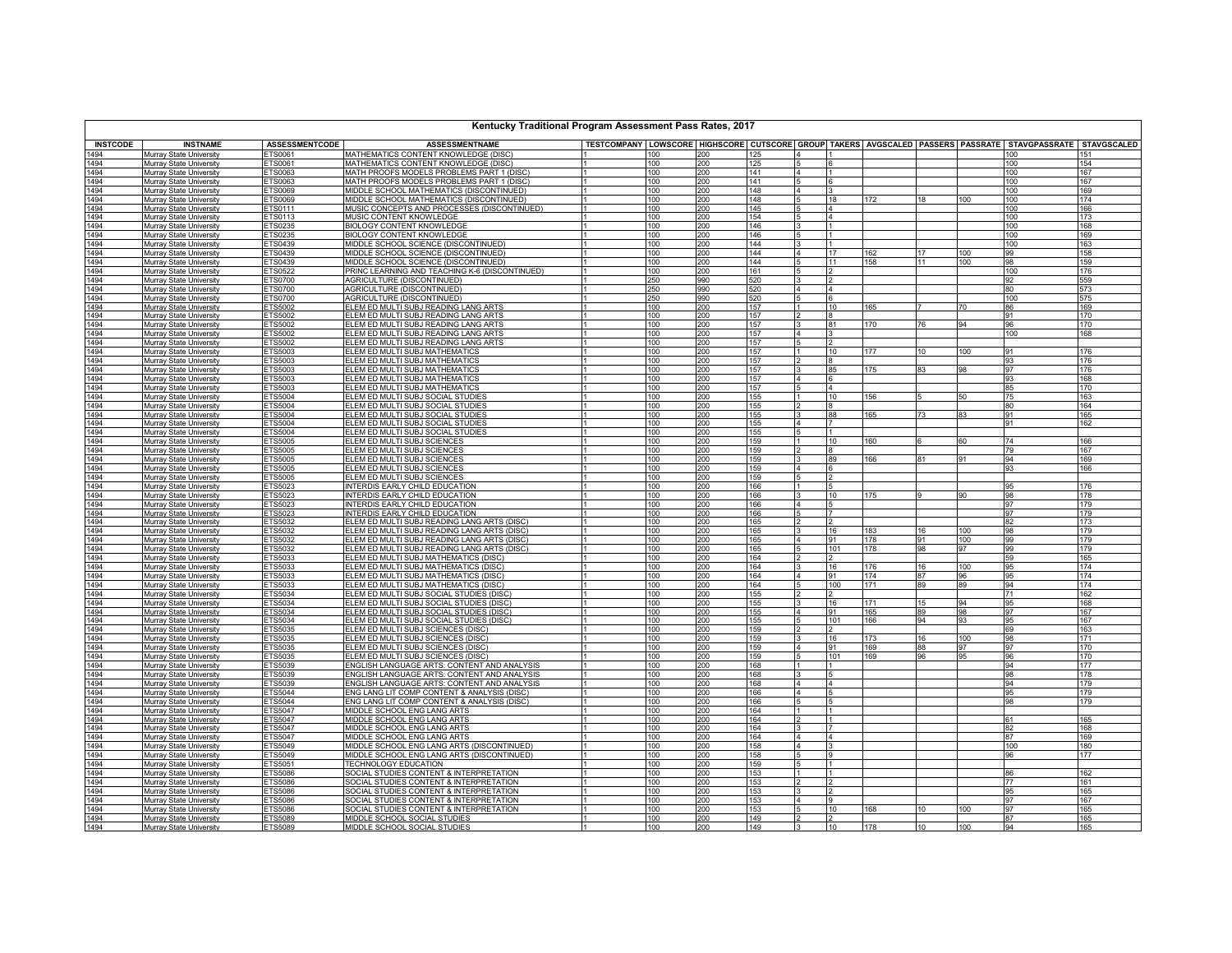# Kentucky Traditional Program Assessment Pass Rates, 2017

| INSTCODE | INSTNAME | ASSESSMENTCODE | ASSESSMENTNAME | TESTCOMPANY | LOWSCORE | HIGHSCORE | CUTSCORE | GROUP | TAKERS | AVGSCALED | PASSERS | PASSRATE | STAVGPASSRATE | STAVGSCALED |
|---|---|---|---|---|---|---|---|---|---|---|---|---|---|---|
| 1494 | Murray State University | ETS0061 | MATHEMATICS CONTENT KNOWLEDGE (DISC) | 1 | 100 | 200 | 125 | 4 | 1 | | | | 100 | 151 |
| 1494 | Murray State University | ETS0061 | MATHEMATICS CONTENT KNOWLEDGE (DISC) | 1 | 100 | 200 | 125 | 5 | 6 | | | | 100 | 154 |
| 1494 | Murray State University | ETS0063 | MATH PROOFS MODELS PROBLEMS PART 1 (DISC) | 1 | 100 | 200 | 141 | 4 | 1 | | | | 100 | 167 |
| 1494 | Murray State University | ETS0063 | MATH PROOFS MODELS PROBLEMS PART 1 (DISC) | 1 | 100 | 200 | 141 | 5 | 6 | | | | 100 | 167 |
| 1494 | Murray State University | ETS0069 | MIDDLE SCHOOL MATHEMATICS (DISCONTINUED) | 1 | 100 | 200 | 148 | 4 | 3 | | | | 100 | 169 |
| 1494 | Murray State University | ETS0069 | MIDDLE SCHOOL MATHEMATICS (DISCONTINUED) | 1 | 100 | 200 | 148 | 5 | 18 | 172 | 18 | 100 | 100 | 174 |
| 1494 | Murray State University | ETS0111 | MUSIC CONCEPTS AND PROCESSES (DISCONTINUED) | 1 | 100 | 200 | 145 | 5 | 4 | | | | 100 | 166 |
| 1494 | Murray State University | ETS0113 | MUSIC CONTENT KNOWLEDGE | 1 | 100 | 200 | 154 | 5 | 4 | | | | 100 | 173 |
| 1494 | Murray State University | ETS0235 | BIOLOGY CONTENT KNOWLEDGE | 1 | 100 | 200 | 146 | 3 | 1 | | | | 100 | 168 |
| 1494 | Murray State University | ETS0235 | BIOLOGY CONTENT KNOWLEDGE | 1 | 100 | 200 | 146 | 5 | 1 | | | | 100 | 169 |
| 1494 | Murray State University | ETS0439 | MIDDLE SCHOOL SCIENCE (DISCONTINUED) | 1 | 100 | 200 | 144 | 3 | 1 | | | | 100 | 163 |
| 1494 | Murray State University | ETS0439 | MIDDLE SCHOOL SCIENCE (DISCONTINUED) | 1 | 100 | 200 | 144 | 4 | 17 | 162 | 17 | 100 | 99 | 158 |
| 1494 | Murray State University | ETS0439 | MIDDLE SCHOOL SCIENCE (DISCONTINUED) | 1 | 100 | 200 | 144 | 5 | 11 | 158 | 11 | 100 | 98 | 159 |
| 1494 | Murray State University | ETS0522 | PRINC LEARNING AND TEACHING K-6 (DISCONTINUED) | 1 | 100 | 200 | 161 | 5 | 2 | | | | 100 | 176 |
| 1494 | Murray State University | ETS0700 | AGRICULTURE (DISCONTINUED) | 1 | 250 | 990 | 520 | 3 | 2 | | | | 92 | 559 |
| 1494 | Murray State University | ETS0700 | AGRICULTURE (DISCONTINUED) | 1 | 250 | 990 | 520 | 4 | 4 | | | | 80 | 573 |
| 1494 | Murray State University | ETS0700 | AGRICULTURE (DISCONTINUED) | 1 | 250 | 990 | 520 | 5 | 6 | | | | 100 | 575 |
| 1494 | Murray State University | ETS5002 | ELEM ED MULTI SUBJ READING LANG ARTS | 1 | 100 | 200 | 157 | 1 | 10 | 165 | 7 | 70 | 86 | 169 |
| 1494 | Murray State University | ETS5002 | ELEM ED MULTI SUBJ READING LANG ARTS | 1 | 100 | 200 | 157 | 2 | 8 | | | | 91 | 170 |
| 1494 | Murray State University | ETS5002 | ELEM ED MULTI SUBJ READING LANG ARTS | 1 | 100 | 200 | 157 | 3 | 81 | 170 | 76 | 94 | 96 | 170 |
| 1494 | Murray State University | ETS5002 | ELEM ED MULTI SUBJ READING LANG ARTS | 1 | 100 | 200 | 157 | 4 | 3 | | | | 100 | 168 |
| 1494 | Murray State University | ETS5002 | ELEM ED MULTI SUBJ READING LANG ARTS | 1 | 100 | 200 | 157 | 5 | 2 | | | | | |
| 1494 | Murray State University | ETS5003 | ELEM ED MULTI SUBJ MATHEMATICS | 1 | 100 | 200 | 157 | 1 | 10 | 177 | 10 | 100 | 91 | 176 |
| 1494 | Murray State University | ETS5003 | ELEM ED MULTI SUBJ MATHEMATICS | 1 | 100 | 200 | 157 | 2 | 8 | | | | 93 | 176 |
| 1494 | Murray State University | ETS5003 | ELEM ED MULTI SUBJ MATHEMATICS | 1 | 100 | 200 | 157 | 3 | 85 | 175 | 83 | 98 | 97 | 176 |
| 1494 | Murray State University | ETS5003 | ELEM ED MULTI SUBJ MATHEMATICS | 1 | 100 | 200 | 157 | 4 | 6 | | | | 93 | 168 |
| 1494 | Murray State University | ETS5003 | ELEM ED MULTI SUBJ MATHEMATICS | 1 | 100 | 200 | 157 | 5 | 4 | | | | 85 | 170 |
| 1494 | Murray State University | ETS5004 | ELEM ED MULTI SUBJ SOCIAL STUDIES | 1 | 100 | 200 | 155 | 1 | 10 | 156 | 5 | 50 | 75 | 163 |
| 1494 | Murray State University | ETS5004 | ELEM ED MULTI SUBJ SOCIAL STUDIES | 1 | 100 | 200 | 155 | 2 | 8 | | | | 80 | 164 |
| 1494 | Murray State University | ETS5004 | ELEM ED MULTI SUBJ SOCIAL STUDIES | 1 | 100 | 200 | 155 | 3 | 88 | 165 | 73 | 83 | 91 | 165 |
| 1494 | Murray State University | ETS5004 | ELEM ED MULTI SUBJ SOCIAL STUDIES | 1 | 100 | 200 | 155 | 4 | 7 | | | | 91 | 162 |
| 1494 | Murray State University | ETS5004 | ELEM ED MULTI SUBJ SOCIAL STUDIES | 1 | 100 | 200 | 155 | 5 | 1 | | | | | |
| 1494 | Murray State University | ETS5005 | ELEM ED MULTI SUBJ SCIENCES | 1 | 100 | 200 | 159 | 1 | 10 | 160 | 6 | 60 | 74 | 166 |
| 1494 | Murray State University | ETS5005 | ELEM ED MULTI SUBJ SCIENCES | 1 | 100 | 200 | 159 | 2 | 8 | | | | 79 | 167 |
| 1494 | Murray State University | ETS5005 | ELEM ED MULTI SUBJ SCIENCES | 1 | 100 | 200 | 159 | 3 | 89 | 166 | 81 | 91 | 94 | 169 |
| 1494 | Murray State University | ETS5005 | ELEM ED MULTI SUBJ SCIENCES | 1 | 100 | 200 | 159 | 4 | 6 | | | | 93 | 166 |
| 1494 | Murray State University | ETS5005 | ELEM ED MULTI SUBJ SCIENCES | 1 | 100 | 200 | 159 | 5 | 2 | | | | | |
| 1494 | Murray State University | ETS5023 | INTERDIS EARLY CHILD EDUCATION | 1 | 100 | 200 | 166 | 1 | 5 | | | | 95 | 176 |
| 1494 | Murray State University | ETS5023 | INTERDIS EARLY CHILD EDUCATION | 1 | 100 | 200 | 166 | 3 | 10 | 175 | 9 | 90 | 98 | 178 |
| 1494 | Murray State University | ETS5023 | INTERDIS EARLY CHILD EDUCATION | 1 | 100 | 200 | 166 | 4 | 5 | | | | 97 | 179 |
| 1494 | Murray State University | ETS5023 | INTERDIS EARLY CHILD EDUCATION | 1 | 100 | 200 | 166 | 5 | 7 | | | | 97 | 179 |
| 1494 | Murray State University | ETS5032 | ELEM ED MULTI SUBJ READING LANG ARTS (DISC) | 1 | 100 | 200 | 165 | 2 | 2 | | | | 82 | 173 |
| 1494 | Murray State University | ETS5032 | ELEM ED MULTI SUBJ READING LANG ARTS (DISC) | 1 | 100 | 200 | 165 | 3 | 16 | 183 | 16 | 100 | 98 | 179 |
| 1494 | Murray State University | ETS5032 | ELEM ED MULTI SUBJ READING LANG ARTS (DISC) | 1 | 100 | 200 | 165 | 4 | 91 | 178 | 91 | 100 | 99 | 179 |
| 1494 | Murray State University | ETS5032 | ELEM ED MULTI SUBJ READING LANG ARTS (DISC) | 1 | 100 | 200 | 165 | 5 | 101 | 178 | 98 | 97 | 99 | 179 |
| 1494 | Murray State University | ETS5033 | ELEM ED MULTI SUBJ MATHEMATICS (DISC) | 1 | 100 | 200 | 164 | 2 | 2 | | | | 59 | 165 |
| 1494 | Murray State University | ETS5033 | ELEM ED MULTI SUBJ MATHEMATICS (DISC) | 1 | 100 | 200 | 164 | 3 | 16 | 176 | 16 | 100 | 95 | 174 |
| 1494 | Murray State University | ETS5033 | ELEM ED MULTI SUBJ MATHEMATICS (DISC) | 1 | 100 | 200 | 164 | 4 | 91 | 174 | 87 | 96 | 95 | 174 |
| 1494 | Murray State University | ETS5033 | ELEM ED MULTI SUBJ MATHEMATICS (DISC) | 1 | 100 | 200 | 164 | 5 | 100 | 171 | 89 | 89 | 94 | 174 |
| 1494 | Murray State University | ETS5034 | ELEM ED MULTI SUBJ SOCIAL STUDIES (DISC) | 1 | 100 | 200 | 155 | 2 | 2 | | | | 71 | 162 |
| 1494 | Murray State University | ETS5034 | ELEM ED MULTI SUBJ SOCIAL STUDIES (DISC) | 1 | 100 | 200 | 155 | 3 | 16 | 171 | 15 | 94 | 95 | 168 |
| 1494 | Murray State University | ETS5034 | ELEM ED MULTI SUBJ SOCIAL STUDIES (DISC) | 1 | 100 | 200 | 155 | 4 | 91 | 165 | 89 | 98 | 97 | 167 |
| 1494 | Murray State University | ETS5034 | ELEM ED MULTI SUBJ SOCIAL STUDIES (DISC) | 1 | 100 | 200 | 155 | 5 | 101 | 166 | 94 | 93 | 95 | 167 |
| 1494 | Murray State University | ETS5035 | ELEM ED MULTI SUBJ SCIENCES (DISC) | 1 | 100 | 200 | 159 | 2 | 2 | | | | 69 | 163 |
| 1494 | Murray State University | ETS5035 | ELEM ED MULTI SUBJ SCIENCES (DISC) | 1 | 100 | 200 | 159 | 3 | 16 | 173 | 16 | 100 | 98 | 171 |
| 1494 | Murray State University | ETS5035 | ELEM ED MULTI SUBJ SCIENCES (DISC) | 1 | 100 | 200 | 159 | 4 | 91 | 169 | 88 | 97 | 97 | 170 |
| 1494 | Murray State University | ETS5035 | ELEM ED MULTI SUBJ SCIENCES (DISC) | 1 | 100 | 200 | 159 | 5 | 101 | 169 | 96 | 95 | 96 | 170 |
| 1494 | Murray State University | ETS5039 | ENGLISH LANGUAGE ARTS: CONTENT AND ANALYSIS | 1 | 100 | 200 | 168 | 1 | 1 | | | | 94 | 177 |
| 1494 | Murray State University | ETS5039 | ENGLISH LANGUAGE ARTS: CONTENT AND ANALYSIS | 1 | 100 | 200 | 168 | 3 | 5 | | | | 98 | 178 |
| 1494 | Murray State University | ETS5039 | ENGLISH LANGUAGE ARTS: CONTENT AND ANALYSIS | 1 | 100 | 200 | 168 | 4 | 4 | | | | 94 | 179 |
| 1494 | Murray State University | ETS5044 | ENG LANG LIT COMP CONTENT & ANALYSIS (DISC) | 1 | 100 | 200 | 166 | 4 | 5 | | | | 95 | 179 |
| 1494 | Murray State University | ETS5044 | ENG LANG LIT COMP CONTENT & ANALYSIS (DISC) | 1 | 100 | 200 | 166 | 5 | 5 | | | | 98 | 179 |
| 1494 | Murray State University | ETS5047 | MIDDLE SCHOOL ENG LANG ARTS | 1 | 100 | 200 | 164 | 1 | 1 | | | | | |
| 1494 | Murray State University | ETS5047 | MIDDLE SCHOOL ENG LANG ARTS | 1 | 100 | 200 | 164 | 2 | 1 | | | | 61 | 165 |
| 1494 | Murray State University | ETS5047 | MIDDLE SCHOOL ENG LANG ARTS | 1 | 100 | 200 | 164 | 3 | 7 | | | | 82 | 168 |
| 1494 | Murray State University | ETS5047 | MIDDLE SCHOOL ENG LANG ARTS | 1 | 100 | 200 | 164 | 4 | 4 | | | | 87 | 169 |
| 1494 | Murray State University | ETS5049 | MIDDLE SCHOOL ENG LANG ARTS (DISCONTINUED) | 1 | 100 | 200 | 158 | 4 | 3 | | | | 100 | 180 |
| 1494 | Murray State University | ETS5049 | MIDDLE SCHOOL ENG LANG ARTS (DISCONTINUED) | 1 | 100 | 200 | 158 | 5 | 9 | | | | 96 | 177 |
| 1494 | Murray State University | ETS5051 | TECHNOLOGY EDUCATION | 1 | 100 | 200 | 159 | 5 | 1 | | | | | |
| 1494 | Murray State University | ETS5086 | SOCIAL STUDIES CONTENT & INTERPRETATION | 1 | 100 | 200 | 153 | 1 | 1 | | | | 86 | 162 |
| 1494 | Murray State University | ETS5086 | SOCIAL STUDIES CONTENT & INTERPRETATION | 1 | 100 | 200 | 153 | 2 | 2 | | | | 77 | 161 |
| 1494 | Murray State University | ETS5086 | SOCIAL STUDIES CONTENT & INTERPRETATION | 1 | 100 | 200 | 153 | 3 | 2 | | | | 95 | 165 |
| 1494 | Murray State University | ETS5086 | SOCIAL STUDIES CONTENT & INTERPRETATION | 1 | 100 | 200 | 153 | 4 | 9 | | | | 97 | 167 |
| 1494 | Murray State University | ETS5086 | SOCIAL STUDIES CONTENT & INTERPRETATION | 1 | 100 | 200 | 153 | 5 | 10 | 168 | 10 | 100 | 97 | 165 |
| 1494 | Murray State University | ETS5089 | MIDDLE SCHOOL SOCIAL STUDIES | 1 | 100 | 200 | 149 | 2 | 2 | | | | 87 | 165 |
| 1494 | Murray State University | ETS5089 | MIDDLE SCHOOL SOCIAL STUDIES | 1 | 100 | 200 | 149 | 3 | 10 | 178 | 10 | 100 | 94 | 165 |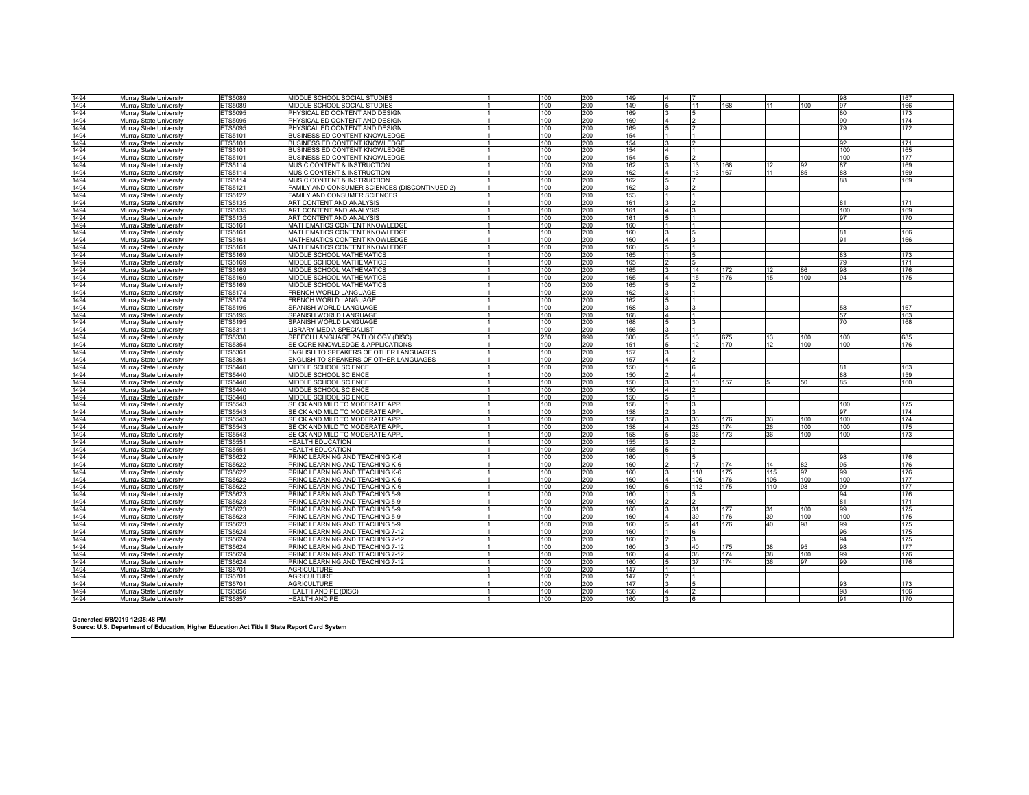| | | | | | | | | | | | | | | |
|---|---|---|---|---|---|---|---|---|---|---|---|---|---|---|
| 1494 | Murray State University | ETS5089 | MIDDLE SCHOOL SOCIAL STUDIES | 1 | 100 | 200 | 149 | 4 | 7 | | | | 98 | 167 |
| 1494 | Murray State University | ETS5089 | MIDDLE SCHOOL SOCIAL STUDIES | 1 | 100 | 200 | 149 | 5 | 11 | 168 | 11 | 100 | 97 | 166 |
| 1494 | Murray State University | ETS5095 | PHYSICAL ED CONTENT AND DESIGN | 1 | 100 | 200 | 169 | 3 | 5 | | | | 80 | 173 |
| 1494 | Murray State University | ETS5095 | PHYSICAL ED CONTENT AND DESIGN | 1 | 100 | 200 | 169 | 4 | 2 | | | | 90 | 174 |
| 1494 | Murray State University | ETS5095 | PHYSICAL ED CONTENT AND DESIGN | 1 | 100 | 200 | 169 | 5 | 2 | | | | 79 | 172 |
| 1494 | Murray State University | ETS5101 | BUSINESS ED CONTENT KNOWLEDGE | 1 | 100 | 200 | 154 | 1 | 1 | | | | | |
| 1494 | Murray State University | ETS5101 | BUSINESS ED CONTENT KNOWLEDGE | 1 | 100 | 200 | 154 | 3 | 2 | | | | 92 | 171 |
| 1494 | Murray State University | ETS5101 | BUSINESS ED CONTENT KNOWLEDGE | 1 | 100 | 200 | 154 | 4 | 1 | | | | 100 | 165 |
| 1494 | Murray State University | ETS5101 | BUSINESS ED CONTENT KNOWLEDGE | 1 | 100 | 200 | 154 | 5 | 2 | | | | 100 | 177 |
| 1494 | Murray State University | ETS5114 | MUSIC CONTENT & INSTRUCTION | 1 | 100 | 200 | 162 | 3 | 13 | 168 | 12 | 92 | 87 | 169 |
| 1494 | Murray State University | ETS5114 | MUSIC CONTENT & INSTRUCTION | 1 | 100 | 200 | 162 | 4 | 13 | 167 | 11 | 85 | 88 | 169 |
| 1494 | Murray State University | ETS5114 | MUSIC CONTENT & INSTRUCTION | 1 | 100 | 200 | 162 | 5 | 7 | | | | 88 | 169 |
| 1494 | Murray State University | ETS5121 | FAMILY AND CONSUMER SCIENCES (DISCONTINUED 2) | 1 | 100 | 200 | 162 | 3 | 2 | | | | | |
| 1494 | Murray State University | ETS5122 | FAMILY AND CONSUMER SCIENCES | 1 | 100 | 200 | 153 | 1 | 1 | | | | | |
| 1494 | Murray State University | ETS5135 | ART CONTENT AND ANALYSIS | 1 | 100 | 200 | 161 | 3 | 2 | | | | 81 | 171 |
| 1494 | Murray State University | ETS5135 | ART CONTENT AND ANALYSIS | 1 | 100 | 200 | 161 | 4 | 3 | | | | 100 | 169 |
| 1494 | Murray State University | ETS5135 | ART CONTENT AND ANALYSIS | 1 | 100 | 200 | 161 | 5 | 1 | | | | 97 | 170 |
| 1494 | Murray State University | ETS5161 | MATHEMATICS CONTENT KNOWLEDGE | 1 | 100 | 200 | 160 | 1 | 1 | | | | | |
| 1494 | Murray State University | ETS5161 | MATHEMATICS CONTENT KNOWLEDGE | 1 | 100 | 200 | 160 | 3 | 5 | | | | 81 | 166 |
| 1494 | Murray State University | ETS5161 | MATHEMATICS CONTENT KNOWLEDGE | 1 | 100 | 200 | 160 | 4 | 3 | | | | 91 | 166 |
| 1494 | Murray State University | ETS5161 | MATHEMATICS CONTENT KNOWLEDGE | 1 | 100 | 200 | 160 | 5 | 1 | | | | | |
| 1494 | Murray State University | ETS5169 | MIDDLE SCHOOL MATHEMATICS | 1 | 100 | 200 | 165 | 1 | 5 | | | | 83 | 173 |
| 1494 | Murray State University | ETS5169 | MIDDLE SCHOOL MATHEMATICS | 1 | 100 | 200 | 165 | 2 | 5 | | | | 79 | 171 |
| 1494 | Murray State University | ETS5169 | MIDDLE SCHOOL MATHEMATICS | 1 | 100 | 200 | 165 | 3 | 14 | 172 | 12 | 86 | 98 | 176 |
| 1494 | Murray State University | ETS5169 | MIDDLE SCHOOL MATHEMATICS | 1 | 100 | 200 | 165 | 4 | 15 | 176 | 15 | 100 | 94 | 175 |
| 1494 | Murray State University | ETS5169 | MIDDLE SCHOOL MATHEMATICS | 1 | 100 | 200 | 165 | 5 | 2 | | | | | |
| 1494 | Murray State University | ETS5174 | FRENCH WORLD LANGUAGE | 1 | 100 | 200 | 162 | 3 | 1 | | | | | |
| 1494 | Murray State University | ETS5174 | FRENCH WORLD LANGUAGE | 1 | 100 | 200 | 162 | 5 | 1 | | | | | |
| 1494 | Murray State University | ETS5195 | SPANISH WORLD LANGUAGE | 1 | 100 | 200 | 168 | 3 | 3 | | | | 58 | 167 |
| 1494 | Murray State University | ETS5195 | SPANISH WORLD LANGUAGE | 1 | 100 | 200 | 168 | 4 | 1 | | | | 57 | 163 |
| 1494 | Murray State University | ETS5195 | SPANISH WORLD LANGUAGE | 1 | 100 | 200 | 168 | 5 | 3 | | | | 70 | 168 |
| 1494 | Murray State University | ETS5311 | LIBRARY MEDIA SPECIALIST | 1 | 100 | 200 | 156 | 3 | 1 | | | | | |
| 1494 | Murray State University | ETS5330 | SPEECH LANGUAGE PATHOLOGY (DISC) | 1 | 250 | 990 | 600 | 5 | 13 | 675 | 13 | 100 | 100 | 685 |
| 1494 | Murray State University | ETS5354 | SE CORE KNOWLEDGE & APPLICATIONS | 1 | 100 | 200 | 151 | 5 | 12 | 170 | 12 | 100 | 100 | 176 |
| 1494 | Murray State University | ETS5361 | ENGLISH TO SPEAKERS OF OTHER LANGUAGES | 1 | 100 | 200 | 157 | 3 | 1 | | | | | |
| 1494 | Murray State University | ETS5361 | ENGLISH TO SPEAKERS OF OTHER LANGUAGES | 1 | 100 | 200 | 157 | 4 | 2 | | | | | |
| 1494 | Murray State University | ETS5440 | MIDDLE SCHOOL SCIENCE | 1 | 100 | 200 | 150 | 1 | 6 | | | | 81 | 163 |
| 1494 | Murray State University | ETS5440 | MIDDLE SCHOOL SCIENCE | 1 | 100 | 200 | 150 | 2 | 4 | | | | 88 | 159 |
| 1494 | Murray State University | ETS5440 | MIDDLE SCHOOL SCIENCE | 1 | 100 | 200 | 150 | 3 | 10 | 157 | 5 | 50 | 85 | 160 |
| 1494 | Murray State University | ETS5440 | MIDDLE SCHOOL SCIENCE | 1 | 100 | 200 | 150 | 4 | 2 | | | | | |
| 1494 | Murray State University | ETS5440 | MIDDLE SCHOOL SCIENCE | 1 | 100 | 200 | 150 | 5 | 1 | | | | | |
| 1494 | Murray State University | ETS5543 | SE CK AND MILD TO MODERATE APPL | 1 | 100 | 200 | 158 | 1 | 3 | | | | 100 | 175 |
| 1494 | Murray State University | ETS5543 | SE CK AND MILD TO MODERATE APPL | 1 | 100 | 200 | 158 | 2 | 3 | | | | 97 | 174 |
| 1494 | Murray State University | ETS5543 | SE CK AND MILD TO MODERATE APPL | 1 | 100 | 200 | 158 | 3 | 33 | 176 | 33 | 100 | 100 | 174 |
| 1494 | Murray State University | ETS5543 | SE CK AND MILD TO MODERATE APPL | 1 | 100 | 200 | 158 | 4 | 26 | 174 | 26 | 100 | 100 | 175 |
| 1494 | Murray State University | ETS5543 | SE CK AND MILD TO MODERATE APPL | 1 | 100 | 200 | 158 | 5 | 36 | 173 | 36 | 100 | 100 | 173 |
| 1494 | Murray State University | ETS5551 | HEALTH EDUCATION | 1 | 100 | 200 | 155 | 3 | 2 | | | | | |
| 1494 | Murray State University | ETS5551 | HEALTH EDUCATION | 1 | 100 | 200 | 155 | 5 | 1 | | | | | |
| 1494 | Murray State University | ETS5622 | PRINC LEARNING AND TEACHING K-6 | 1 | 100 | 200 | 160 | 1 | 5 | | | | 98 | 176 |
| 1494 | Murray State University | ETS5622 | PRINC LEARNING AND TEACHING K-6 | 1 | 100 | 200 | 160 | 2 | 17 | 174 | 14 | 82 | 95 | 176 |
| 1494 | Murray State University | ETS5622 | PRINC LEARNING AND TEACHING K-6 | 1 | 100 | 200 | 160 | 3 | 118 | 175 | 115 | 97 | 99 | 176 |
| 1494 | Murray State University | ETS5622 | PRINC LEARNING AND TEACHING K-6 | 1 | 100 | 200 | 160 | 4 | 106 | 176 | 106 | 100 | 100 | 177 |
| 1494 | Murray State University | ETS5622 | PRINC LEARNING AND TEACHING K-6 | 1 | 100 | 200 | 160 | 5 | 112 | 175 | 110 | 98 | 99 | 177 |
| 1494 | Murray State University | ETS5623 | PRINC LEARNING AND TEACHING 5-9 | 1 | 100 | 200 | 160 | 1 | 5 | | | | 94 | 176 |
| 1494 | Murray State University | ETS5623 | PRINC LEARNING AND TEACHING 5-9 | 1 | 100 | 200 | 160 | 2 | 2 | | | | 81 | 171 |
| 1494 | Murray State University | ETS5623 | PRINC LEARNING AND TEACHING 5-9 | 1 | 100 | 200 | 160 | 3 | 31 | 177 | 31 | 100 | 99 | 175 |
| 1494 | Murray State University | ETS5623 | PRINC LEARNING AND TEACHING 5-9 | 1 | 100 | 200 | 160 | 4 | 39 | 176 | 39 | 100 | 100 | 175 |
| 1494 | Murray State University | ETS5623 | PRINC LEARNING AND TEACHING 5-9 | 1 | 100 | 200 | 160 | 5 | 41 | 176 | 40 | 98 | 99 | 175 |
| 1494 | Murray State University | ETS5624 | PRINC LEARNING AND TEACHING 7-12 | 1 | 100 | 200 | 160 | 1 | 6 | | | | 96 | 175 |
| 1494 | Murray State University | ETS5624 | PRINC LEARNING AND TEACHING 7-12 | 1 | 100 | 200 | 160 | 2 | 3 | | | | 94 | 175 |
| 1494 | Murray State University | ETS5624 | PRINC LEARNING AND TEACHING 7-12 | 1 | 100 | 200 | 160 | 3 | 40 | 175 | 38 | 95 | 98 | 177 |
| 1494 | Murray State University | ETS5624 | PRINC LEARNING AND TEACHING 7-12 | 1 | 100 | 200 | 160 | 4 | 38 | 174 | 38 | 100 | 99 | 176 |
| 1494 | Murray State University | ETS5624 | PRINC LEARNING AND TEACHING 7-12 | 1 | 100 | 200 | 160 | 5 | 37 | 174 | 36 | 97 | 99 | 176 |
| 1494 | Murray State University | ETS5701 | AGRICULTURE | 1 | 100 | 200 | 147 | 1 | 1 | | | | | |
| 1494 | Murray State University | ETS5701 | AGRICULTURE | 1 | 100 | 200 | 147 | 2 | 1 | | | | | |
| 1494 | Murray State University | ETS5701 | AGRICULTURE | 1 | 100 | 200 | 147 | 3 | 5 | | | | 93 | 173 |
| 1494 | Murray State University | ETS5856 | HEALTH AND PE (DISC) | 1 | 100 | 200 | 156 | 4 | 2 | | | | 98 | 166 |
| 1494 | Murray State University | ETS5857 | HEALTH AND PE | 1 | 100 | 200 | 160 | 3 | 6 | | | | 91 | 170 |

**Generated 5/8/2019 12:35:48 PM**
**Source: U.S. Department of Education, Higher Education Act Title II State Report Card System**